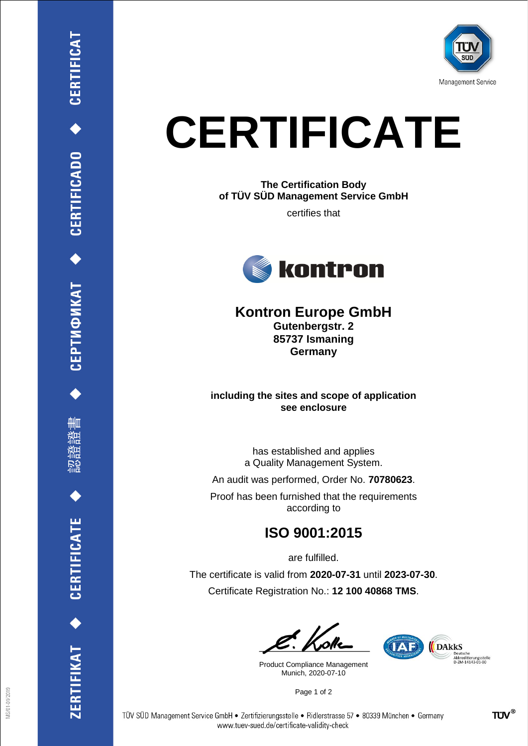Management Service

# CERTIFICATE

**The Certification Body**
**of TÜV SÜD Management Service GmbH**

certifies that

## Kontron Europe GmbH

**Gutenbergstr. 2**
**85737 Ismaning**
**Germany**

**including the sites and scope of application**
**see enclosure**

has established and applies
a Quality Management System.

An audit was performed, Order No. **70780623**.

Proof has been furnished that the requirements
according to

## ISO 9001:2015

are fulfilled.

The certificate is valid from **2020-07-31** until **2023-07-30**.

Certificate Registration No.: **12 100 40868 TMS**.

Product Compliance Management
Munich, 2020-07-10

DAkkS Deutsche Akkreditierungsstelle D-ZM-14143-01-00

TÜV SÜD Management Service GmbH • Zertifizierungsstelle • Ridlerstrasse 57 • 80339 München • Germany
www.tuev-sued.de/certificate-validity-check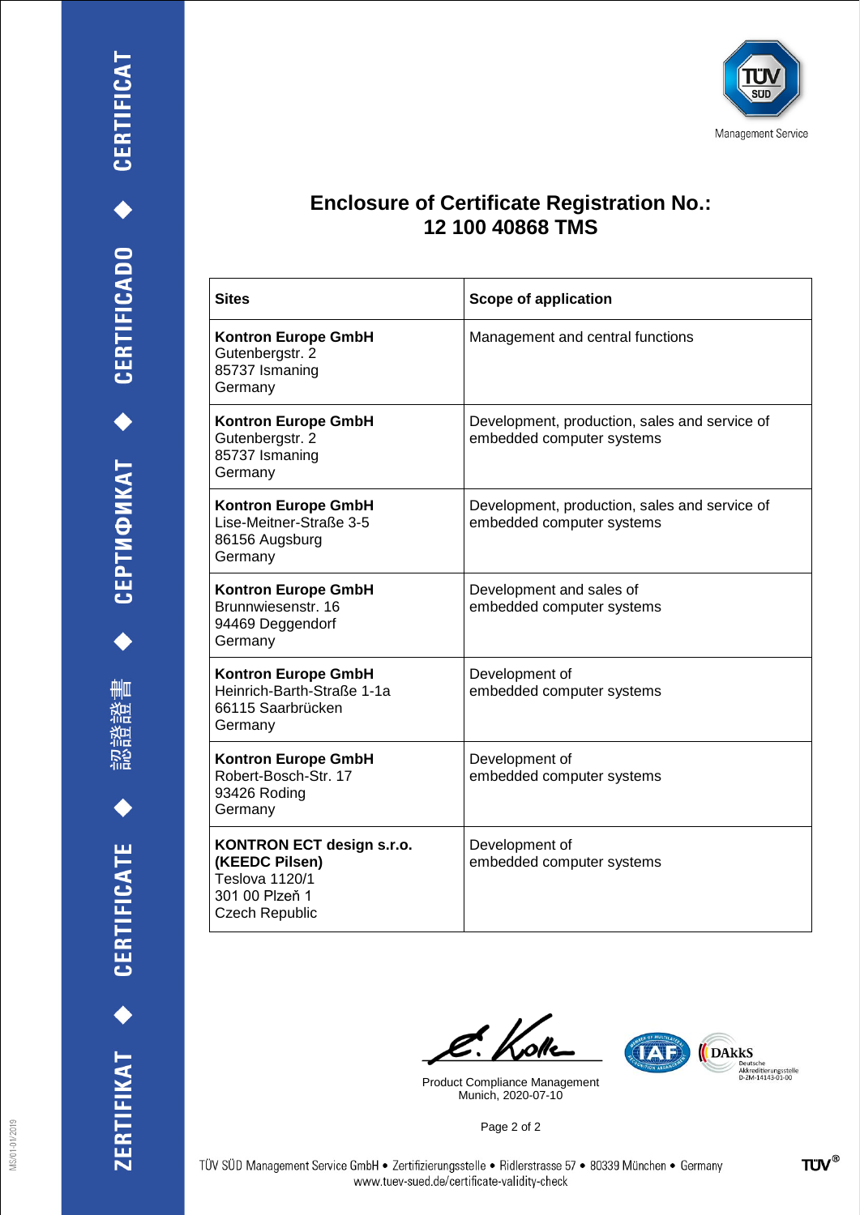Management Service

# Enclosure of Certificate Registration No.: 12 100 40868 TMS

| **Sites** | **Scope of application** |
| --- | --- |
| **Kontron Europe GmbH**<br>Gutenbergstr. 2<br>85737 Ismaning<br>Germany | Management and central functions |
| **Kontron Europe GmbH**<br>Gutenbergstr. 2<br>85737 Ismaning<br>Germany | Development, production, sales and service of embedded computer systems |
| **Kontron Europe GmbH**<br>Lise-Meitner-Straße 3-5<br>86156 Augsburg<br>Germany | Development, production, sales and service of embedded computer systems |
| **Kontron Europe GmbH**<br>Brunnwiesenstr. 16<br>94469 Deggendorf<br>Germany | Development and sales of embedded computer systems |
| **Kontron Europe GmbH**<br>Heinrich-Barth-Straße 1-1a<br>66115 Saarbrücken<br>Germany | Development of embedded computer systems |
| **Kontron Europe GmbH**<br>Robert-Bosch-Str. 17<br>93426 Roding<br>Germany | Development of embedded computer systems |
| **KONTRON ECT design s.r.o. (KEEDC Pilsen)**<br>Teslova 1120/1<br>301 00 Plzeň 1<br>Czech Republic | Development of embedded computer systems |

Product Compliance Management
Munich, 2020-07-10

DAkkS
Deutsche Akkreditierungsstelle
D-ZM-14143-01-00

ZERTIFIKAT ◆ CERTIFICATE ◆ 認證證書 ◆ СЕРТИФИКАТ ◆ CERTIFICADO ◆ CERTIFICAT

TÜV SÜD Management Service GmbH • Zertifizierungsstelle • Ridlerstrasse 57 • 80339 München • Germany
www.tuev-sued.de/certificate-validity-check